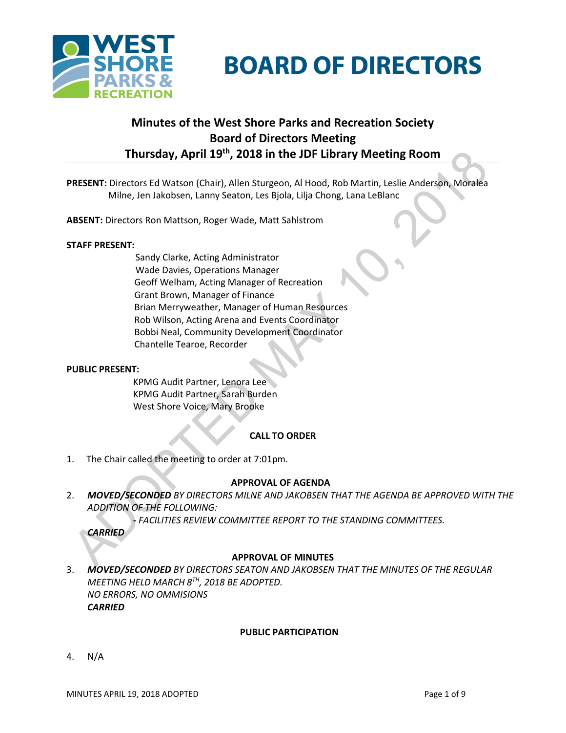# BOARD OF DIRECTORS

## Minutes of the West Shore Parks and Recreation Society Board of Directors Meeting Thursday, April 19th, 2018 in the JDF Library Meeting Room

**PRESENT:** Directors Ed Watson (Chair), Allen Sturgeon, Al Hood, Rob Martin, Leslie Anderson, Moralea Milne, Jen Jakobsen, Lanny Seaton, Les Bjola, Lilja Chong, Lana LeBlanc

**ABSENT:** Directors Ron Mattson, Roger Wade, Matt Sahlstrom

**STAFF PRESENT:**

Sandy Clarke, Acting Administrator
Wade Davies, Operations Manager
Geoff Welham, Acting Manager of Recreation
Grant Brown, Manager of Finance
Brian Merryweather, Manager of Human Resources
Rob Wilson, Acting Arena and Events Coordinator
Bobbi Neal, Community Development Coordinator
Chantelle Tearoe, Recorder

**PUBLIC PRESENT:**

KPMG Audit Partner, Lenora Lee
KPMG Audit Partner, Sarah Burden
West Shore Voice, Mary Brooke

### CALL TO ORDER

1. The Chair called the meeting to order at 7:01pm.

### APPROVAL OF AGENDA

2. ***MOVED/SECONDED*** *BY DIRECTORS MILNE AND JAKOBSEN THAT THE AGENDA BE APPROVED WITH THE ADDITION OF THE FOLLOWING:*

   *- FACILITIES REVIEW COMMITTEE REPORT TO THE STANDING COMMITTEES.*

   ***CARRIED***

### APPROVAL OF MINUTES

3. ***MOVED/SECONDED*** *BY DIRECTORS SEATON AND JAKOBSEN THAT THE MINUTES OF THE REGULAR MEETING HELD MARCH 8TH, 2018 BE ADOPTED.*

   *NO ERRORS, NO OMMISIONS*

   ***CARRIED***

### PUBLIC PARTICIPATION

4. N/A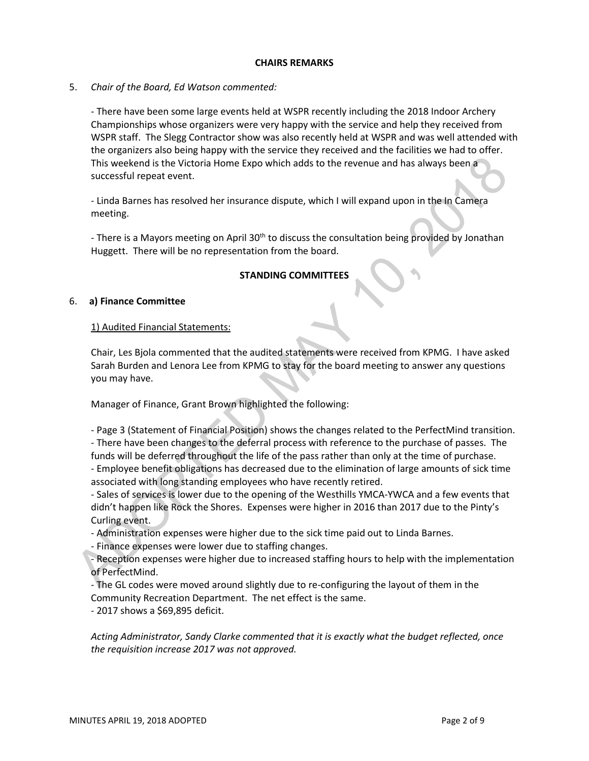## CHAIRS REMARKS

5. *Chair of the Board, Ed Watson commented:*

   - There have been some large events held at WSPR recently including the 2018 Indoor Archery Championships whose organizers were very happy with the service and help they received from WSPR staff. The Slegg Contractor show was also recently held at WSPR and was well attended with the organizers also being happy with the service they received and the facilities we had to offer. This weekend is the Victoria Home Expo which adds to the revenue and has always been a successful repeat event.

   - Linda Barnes has resolved her insurance dispute, which I will expand upon in the In Camera meeting.

   - There is a Mayors meeting on April 30th to discuss the consultation being provided by Jonathan Huggett. There will be no representation from the board.

## STANDING COMMITTEES

6. **a) Finance Committee**

   1) Audited Financial Statements:

   Chair, Les Bjola commented that the audited statements were received from KPMG. I have asked Sarah Burden and Lenora Lee from KPMG to stay for the board meeting to answer any questions you may have.

   Manager of Finance, Grant Brown highlighted the following:

   - Page 3 (Statement of Financial Position) shows the changes related to the PerfectMind transition.
   - There have been changes to the deferral process with reference to the purchase of passes. The funds will be deferred throughout the life of the pass rather than only at the time of purchase.
   - Employee benefit obligations has decreased due to the elimination of large amounts of sick time associated with long standing employees who have recently retired.
   - Sales of services is lower due to the opening of the Westhills YMCA-YWCA and a few events that didn't happen like Rock the Shores. Expenses were higher in 2016 than 2017 due to the Pinty's Curling event.
   - Administration expenses were higher due to the sick time paid out to Linda Barnes.
   - Finance expenses were lower due to staffing changes.
   - Reception expenses were higher due to increased staffing hours to help with the implementation of PerfectMind.
   - The GL codes were moved around slightly due to re-configuring the layout of them in the Community Recreation Department. The net effect is the same.
   - 2017 shows a $69,895 deficit.

   *Acting Administrator, Sandy Clarke commented that it is exactly what the budget reflected, once the requisition increase 2017 was not approved.*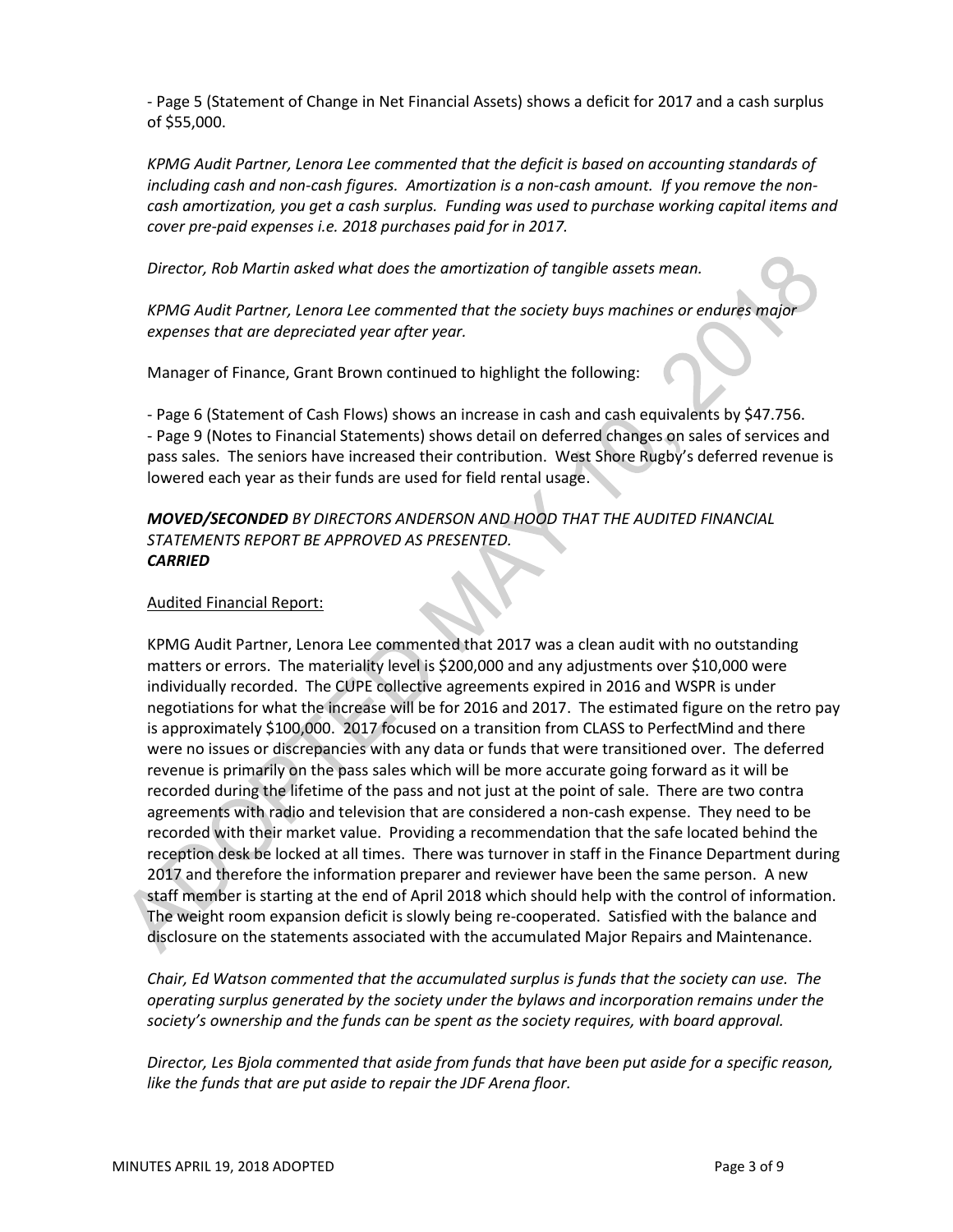- Page 5 (Statement of Change in Net Financial Assets) shows a deficit for 2017 and a cash surplus of $55,000.

*KPMG Audit Partner, Lenora Lee commented that the deficit is based on accounting standards of including cash and non-cash figures. Amortization is a non-cash amount. If you remove the non-cash amortization, you get a cash surplus. Funding was used to purchase working capital items and cover pre-paid expenses i.e. 2018 purchases paid for in 2017.*

*Director, Rob Martin asked what does the amortization of tangible assets mean.*

*KPMG Audit Partner, Lenora Lee commented that the society buys machines or endures major expenses that are depreciated year after year.*

Manager of Finance, Grant Brown continued to highlight the following:

- Page 6 (Statement of Cash Flows) shows an increase in cash and cash equivalents by $47.756.
- Page 9 (Notes to Financial Statements) shows detail on deferred changes on sales of services and pass sales. The seniors have increased their contribution. West Shore Rugby's deferred revenue is lowered each year as their funds are used for field rental usage.

***MOVED/SECONDED** BY DIRECTORS ANDERSON AND HOOD THAT THE AUDITED FINANCIAL STATEMENTS REPORT BE APPROVED AS PRESENTED.*
***CARRIED***

<u>Audited Financial Report:</u>

KPMG Audit Partner, Lenora Lee commented that 2017 was a clean audit with no outstanding matters or errors. The materiality level is $200,000 and any adjustments over $10,000 were individually recorded. The CUPE collective agreements expired in 2016 and WSPR is under negotiations for what the increase will be for 2016 and 2017. The estimated figure on the retro pay is approximately $100,000. 2017 focused on a transition from CLASS to PerfectMind and there were no issues or discrepancies with any data or funds that were transitioned over. The deferred revenue is primarily on the pass sales which will be more accurate going forward as it will be recorded during the lifetime of the pass and not just at the point of sale. There are two contra agreements with radio and television that are considered a non-cash expense. They need to be recorded with their market value. Providing a recommendation that the safe located behind the reception desk be locked at all times. There was turnover in staff in the Finance Department during 2017 and therefore the information preparer and reviewer have been the same person. A new staff member is starting at the end of April 2018 which should help with the control of information. The weight room expansion deficit is slowly being re-cooperated. Satisfied with the balance and disclosure on the statements associated with the accumulated Major Repairs and Maintenance.

*Chair, Ed Watson commented that the accumulated surplus is funds that the society can use. The operating surplus generated by the society under the bylaws and incorporation remains under the society's ownership and the funds can be spent as the society requires, with board approval.*

*Director, Les Bjola commented that aside from funds that have been put aside for a specific reason, like the funds that are put aside to repair the JDF Arena floor.*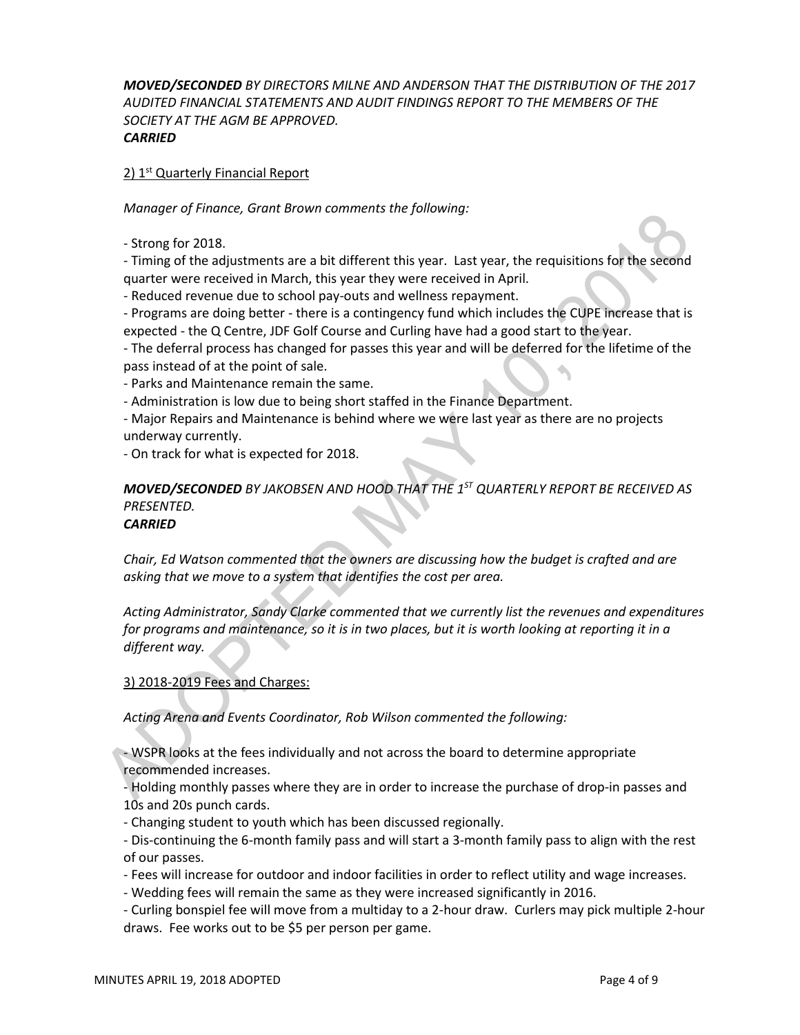***MOVED/SECONDED*** *BY DIRECTORS MILNE AND ANDERSON THAT THE DISTRIBUTION OF THE 2017 AUDITED FINANCIAL STATEMENTS AND AUDIT FINDINGS REPORT TO THE MEMBERS OF THE SOCIETY AT THE AGM BE APPROVED.*
***CARRIED***

2) 1st Quarterly Financial Report

*Manager of Finance, Grant Brown comments the following:*

- Strong for 2018.
- Timing of the adjustments are a bit different this year. Last year, the requisitions for the second quarter were received in March, this year they were received in April.
- Reduced revenue due to school pay-outs and wellness repayment.
- Programs are doing better - there is a contingency fund which includes the CUPE increase that is expected - the Q Centre, JDF Golf Course and Curling have had a good start to the year.
- The deferral process has changed for passes this year and will be deferred for the lifetime of the pass instead of at the point of sale.
- Parks and Maintenance remain the same.
- Administration is low due to being short staffed in the Finance Department.
- Major Repairs and Maintenance is behind where we were last year as there are no projects underway currently.
- On track for what is expected for 2018.

***MOVED/SECONDED*** *BY JAKOBSEN AND HOOD THAT THE 1ST QUARTERLY REPORT BE RECEIVED AS PRESENTED.*
***CARRIED***

*Chair, Ed Watson commented that the owners are discussing how the budget is crafted and are asking that we move to a system that identifies the cost per area.*

*Acting Administrator, Sandy Clarke commented that we currently list the revenues and expenditures for programs and maintenance, so it is in two places, but it is worth looking at reporting it in a different way.*

3) 2018-2019 Fees and Charges:

*Acting Arena and Events Coordinator, Rob Wilson commented the following:*

- WSPR looks at the fees individually and not across the board to determine appropriate recommended increases.
- Holding monthly passes where they are in order to increase the purchase of drop-in passes and 10s and 20s punch cards.
- Changing student to youth which has been discussed regionally.
- Dis-continuing the 6-month family pass and will start a 3-month family pass to align with the rest of our passes.
- Fees will increase for outdoor and indoor facilities in order to reflect utility and wage increases.
- Wedding fees will remain the same as they were increased significantly in 2016.
- Curling bonspiel fee will move from a multiday to a 2-hour draw. Curlers may pick multiple 2-hour draws. Fee works out to be $5 per person per game.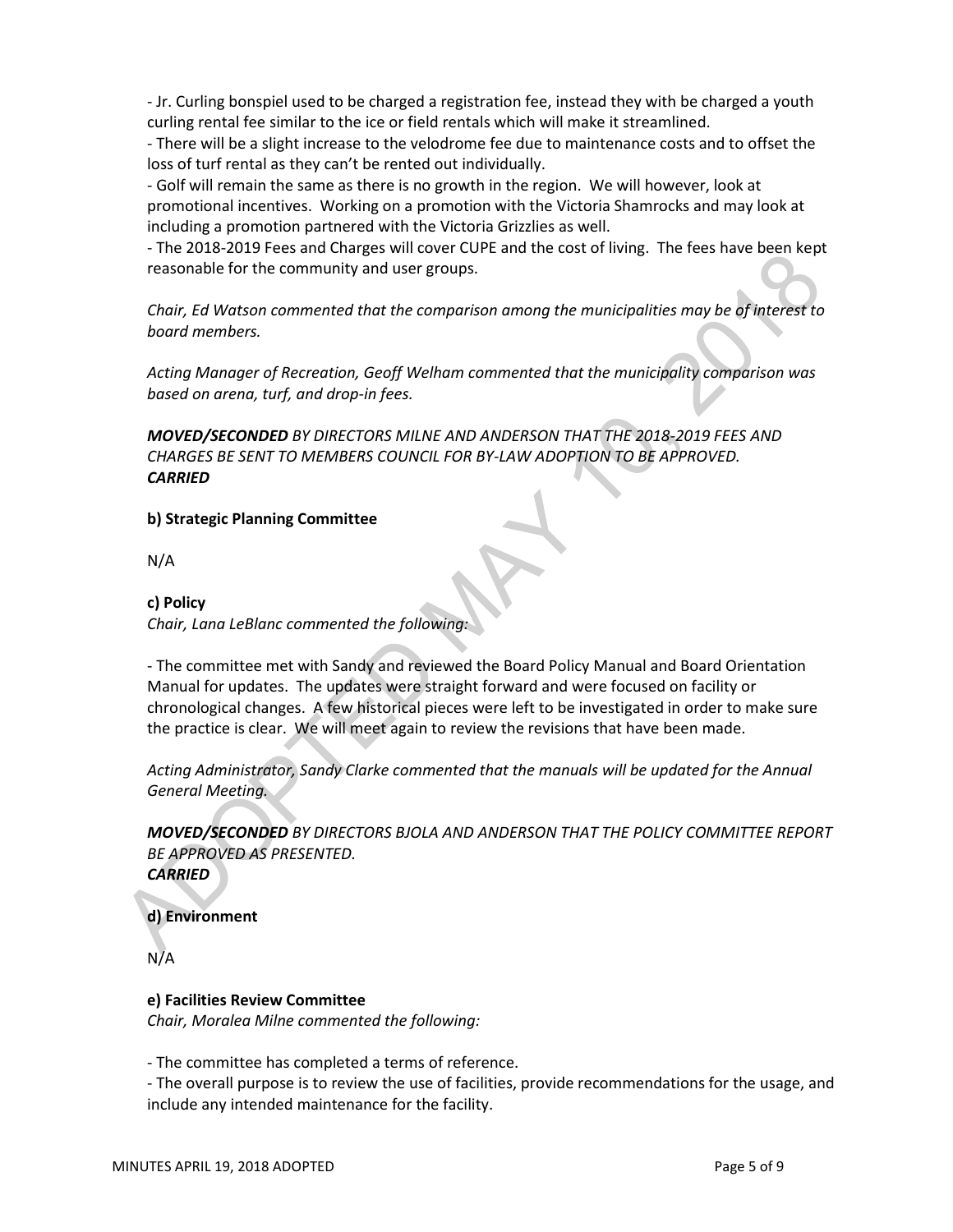- Jr. Curling bonspiel used to be charged a registration fee, instead they with be charged a youth curling rental fee similar to the ice or field rentals which will make it streamlined.
- There will be a slight increase to the velodrome fee due to maintenance costs and to offset the loss of turf rental as they can't be rented out individually.
- Golf will remain the same as there is no growth in the region. We will however, look at promotional incentives. Working on a promotion with the Victoria Shamrocks and may look at including a promotion partnered with the Victoria Grizzlies as well.
- The 2018-2019 Fees and Charges will cover CUPE and the cost of living. The fees have been kept reasonable for the community and user groups.

*Chair, Ed Watson commented that the comparison among the municipalities may be of interest to board members.*

*Acting Manager of Recreation, Geoff Welham commented that the municipality comparison was based on arena, turf, and drop-in fees.*

***MOVED/SECONDED** BY DIRECTORS MILNE AND ANDERSON THAT THE 2018-2019 FEES AND CHARGES BE SENT TO MEMBERS COUNCIL FOR BY-LAW ADOPTION TO BE APPROVED.*
***CARRIED***

**b) Strategic Planning Committee**

N/A

**c) Policy**

*Chair, Lana LeBlanc commented the following:*

- The committee met with Sandy and reviewed the Board Policy Manual and Board Orientation Manual for updates. The updates were straight forward and were focused on facility or chronological changes. A few historical pieces were left to be investigated in order to make sure the practice is clear. We will meet again to review the revisions that have been made.

*Acting Administrator, Sandy Clarke commented that the manuals will be updated for the Annual General Meeting.*

***MOVED/SECONDED** BY DIRECTORS BJOLA AND ANDERSON THAT THE POLICY COMMITTEE REPORT BE APPROVED AS PRESENTED.*
***CARRIED***

**d) Environment**

N/A

**e) Facilities Review Committee**

*Chair, Moralea Milne commented the following:*

- The committee has completed a terms of reference.
- The overall purpose is to review the use of facilities, provide recommendations for the usage, and include any intended maintenance for the facility.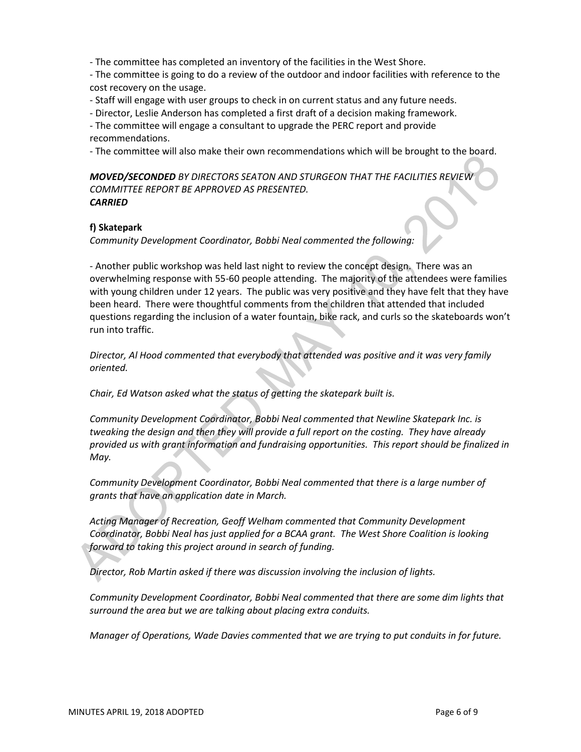- The committee has completed an inventory of the facilities in the West Shore.
- The committee is going to do a review of the outdoor and indoor facilities with reference to the cost recovery on the usage.
- Staff will engage with user groups to check in on current status and any future needs.
- Director, Leslie Anderson has completed a first draft of a decision making framework.
- The committee will engage a consultant to upgrade the PERC report and provide recommendations.
- The committee will also make their own recommendations which will be brought to the board.

***MOVED/SECONDED*** *BY DIRECTORS SEATON AND STURGEON THAT THE FACILITIES REVIEW COMMITTEE REPORT BE APPROVED AS PRESENTED.*
***CARRIED***

**f) Skatepark**

*Community Development Coordinator, Bobbi Neal commented the following:*

- Another public workshop was held last night to review the concept design. There was an overwhelming response with 55-60 people attending. The majority of the attendees were families with young children under 12 years. The public was very positive and they have felt that they have been heard. There were thoughtful comments from the children that attended that included questions regarding the inclusion of a water fountain, bike rack, and curls so the skateboards won't run into traffic.

*Director, Al Hood commented that everybody that attended was positive and it was very family oriented.*

*Chair, Ed Watson asked what the status of getting the skatepark built is.*

*Community Development Coordinator, Bobbi Neal commented that Newline Skatepark Inc. is tweaking the design and then they will provide a full report on the costing. They have already provided us with grant information and fundraising opportunities. This report should be finalized in May.*

*Community Development Coordinator, Bobbi Neal commented that there is a large number of grants that have an application date in March.*

*Acting Manager of Recreation, Geoff Welham commented that Community Development Coordinator, Bobbi Neal has just applied for a BCAA grant. The West Shore Coalition is looking forward to taking this project around in search of funding.*

*Director, Rob Martin asked if there was discussion involving the inclusion of lights.*

*Community Development Coordinator, Bobbi Neal commented that there are some dim lights that surround the area but we are talking about placing extra conduits.*

*Manager of Operations, Wade Davies commented that we are trying to put conduits in for future.*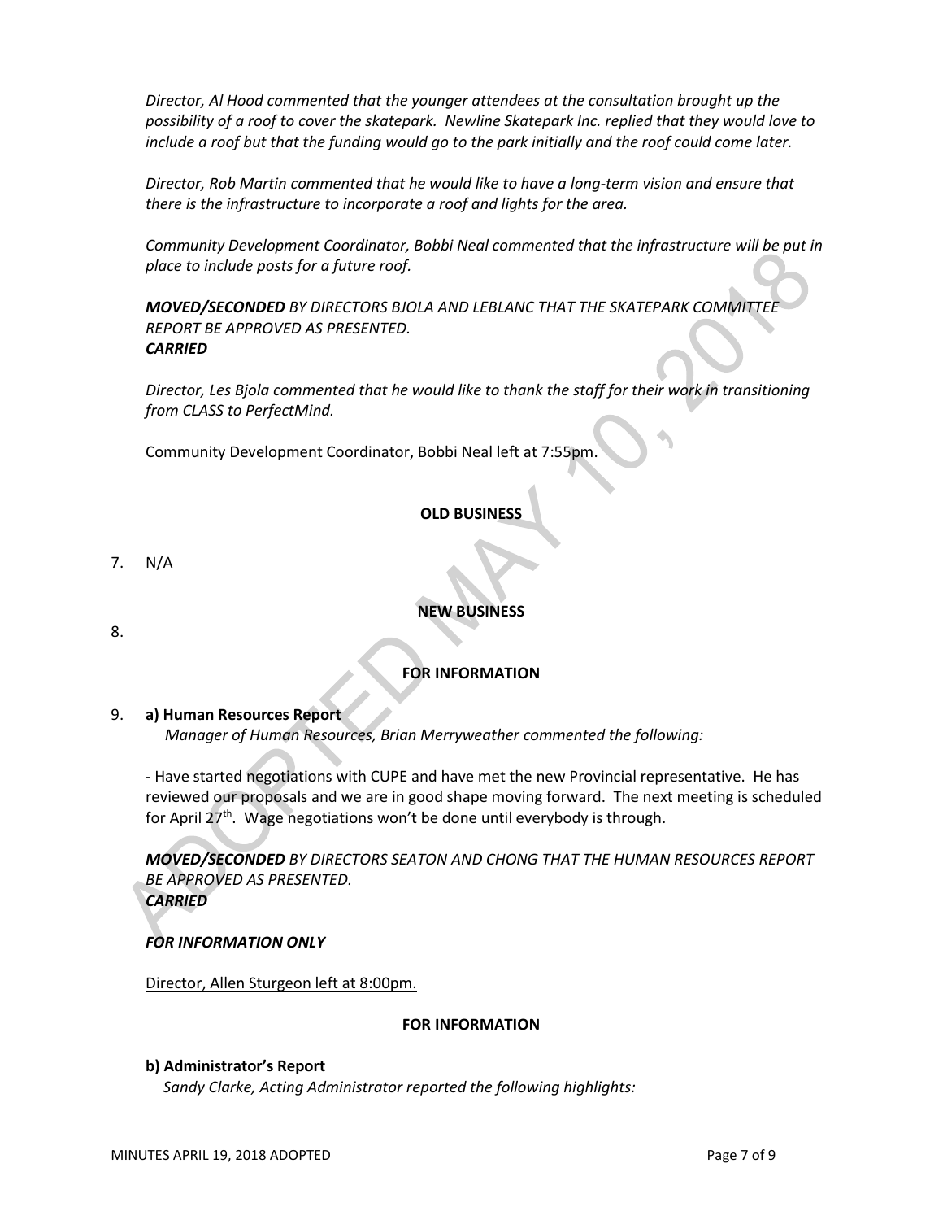*Director, Al Hood commented that the younger attendees at the consultation brought up the possibility of a roof to cover the skatepark. Newline Skatepark Inc. replied that they would love to include a roof but that the funding would go to the park initially and the roof could come later.*

*Director, Rob Martin commented that he would like to have a long-term vision and ensure that there is the infrastructure to incorporate a roof and lights for the area.*

*Community Development Coordinator, Bobbi Neal commented that the infrastructure will be put in place to include posts for a future roof.*

***MOVED/SECONDED** BY DIRECTORS BJOLA AND LEBLANC THAT THE SKATEPARK COMMITTEE REPORT BE APPROVED AS PRESENTED.*
***CARRIED***

*Director, Les Bjola commented that he would like to thank the staff for their work in transitioning from CLASS to PerfectMind.*

Community Development Coordinator, Bobbi Neal left at 7:55pm.

**OLD BUSINESS**

7. N/A

**NEW BUSINESS**

8.

**FOR INFORMATION**

9. **a) Human Resources Report**
   *Manager of Human Resources, Brian Merryweather commented the following:*

- Have started negotiations with CUPE and have met the new Provincial representative. He has reviewed our proposals and we are in good shape moving forward. The next meeting is scheduled for April 27th. Wage negotiations won't be done until everybody is through.

***MOVED/SECONDED** BY DIRECTORS SEATON AND CHONG THAT THE HUMAN RESOURCES REPORT BE APPROVED AS PRESENTED.*
***CARRIED***

***FOR INFORMATION ONLY***

Director, Allen Sturgeon left at 8:00pm.

**FOR INFORMATION**

**b) Administrator's Report**
*Sandy Clarke, Acting Administrator reported the following highlights:*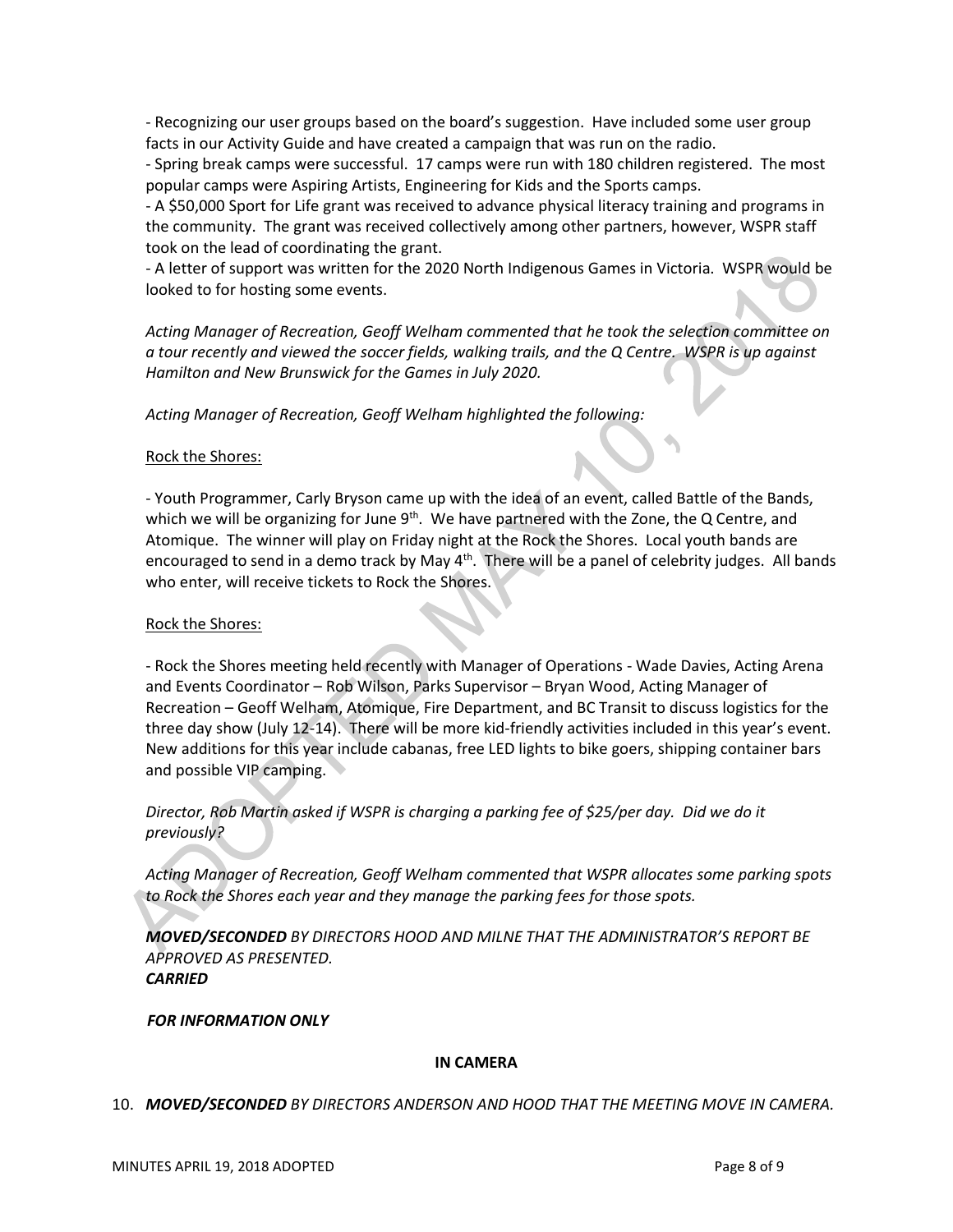- Recognizing our user groups based on the board's suggestion. Have included some user group facts in our Activity Guide and have created a campaign that was run on the radio.
- Spring break camps were successful. 17 camps were run with 180 children registered. The most popular camps were Aspiring Artists, Engineering for Kids and the Sports camps.
- A $50,000 Sport for Life grant was received to advance physical literacy training and programs in the community. The grant was received collectively among other partners, however, WSPR staff took on the lead of coordinating the grant.
- A letter of support was written for the 2020 North Indigenous Games in Victoria. WSPR would be looked to for hosting some events.

*Acting Manager of Recreation, Geoff Welham commented that he took the selection committee on a tour recently and viewed the soccer fields, walking trails, and the Q Centre. WSPR is up against Hamilton and New Brunswick for the Games in July 2020.*

*Acting Manager of Recreation, Geoff Welham highlighted the following:*

Rock the Shores:

- Youth Programmer, Carly Bryson came up with the idea of an event, called Battle of the Bands, which we will be organizing for June 9th. We have partnered with the Zone, the Q Centre, and Atomique. The winner will play on Friday night at the Rock the Shores. Local youth bands are encouraged to send in a demo track by May 4th. There will be a panel of celebrity judges. All bands who enter, will receive tickets to Rock the Shores.

Rock the Shores:

- Rock the Shores meeting held recently with Manager of Operations - Wade Davies, Acting Arena and Events Coordinator – Rob Wilson, Parks Supervisor – Bryan Wood, Acting Manager of Recreation – Geoff Welham, Atomique, Fire Department, and BC Transit to discuss logistics for the three day show (July 12-14). There will be more kid-friendly activities included in this year's event. New additions for this year include cabanas, free LED lights to bike goers, shipping container bars and possible VIP camping.

*Director, Rob Martin asked if WSPR is charging a parking fee of $25/per day. Did we do it previously?*

*Acting Manager of Recreation, Geoff Welham commented that WSPR allocates some parking spots to Rock the Shores each year and they manage the parking fees for those spots.*

***MOVED/SECONDED*** *BY DIRECTORS HOOD AND MILNE THAT THE ADMINISTRATOR'S REPORT BE APPROVED AS PRESENTED.*
***CARRIED***

***FOR INFORMATION ONLY***

**IN CAMERA**

10. ***MOVED/SECONDED*** *BY DIRECTORS ANDERSON AND HOOD THAT THE MEETING MOVE IN CAMERA.*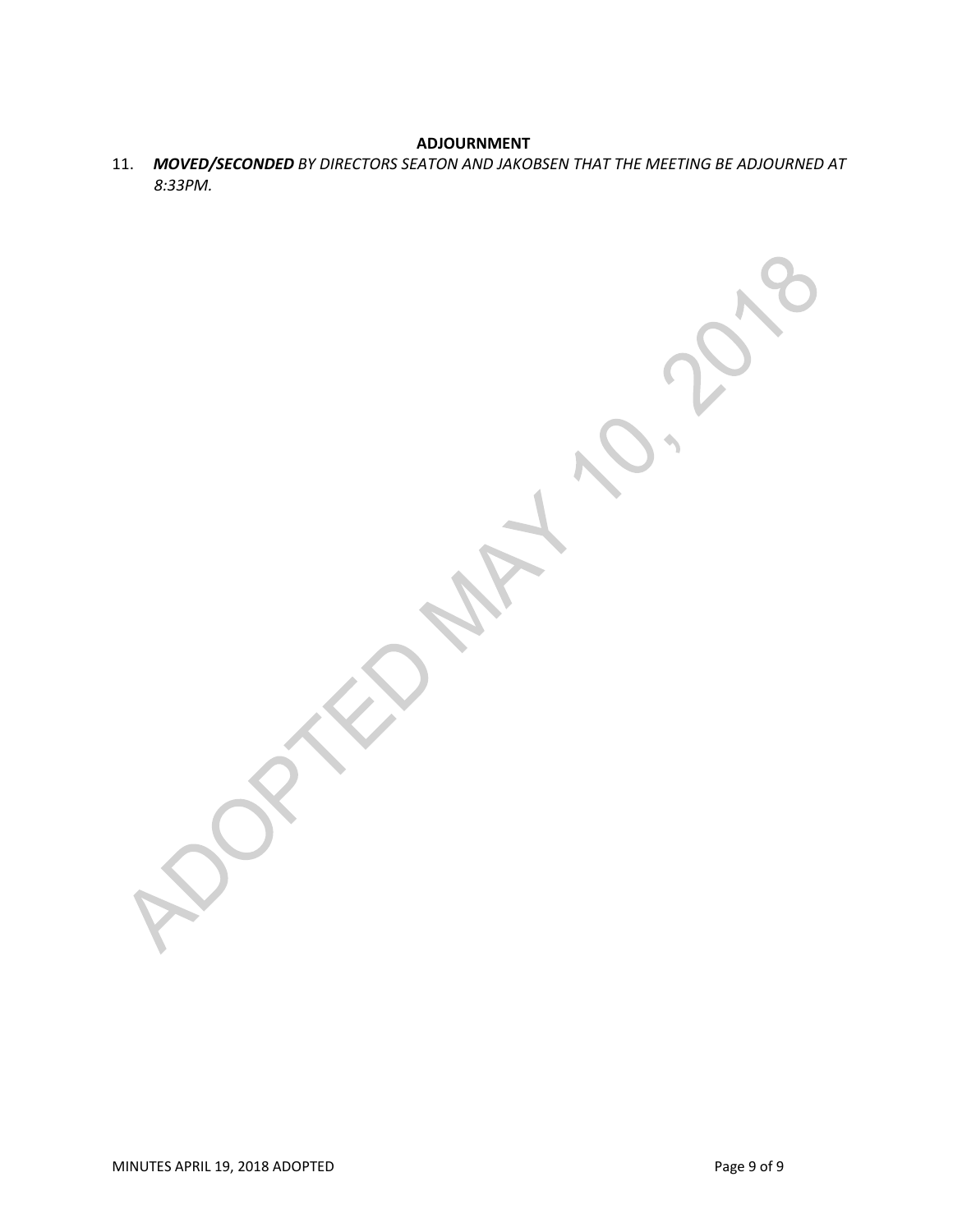## ADJOURNMENT

11. ***MOVED/SECONDED*** *BY DIRECTORS SEATON AND JAKOBSEN THAT THE MEETING BE ADJOURNED AT 8:33PM.*

ADOPTED MAY 10, 2018